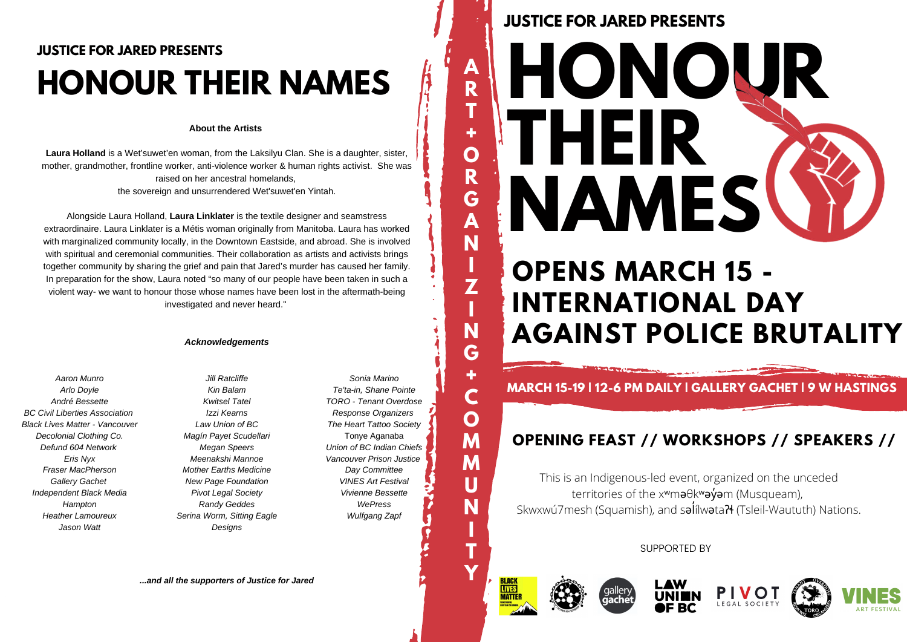JUSTICE FOR JARED PRESENTS

# HONOUR THEIR NAMES

**About the Artists**

**Laura Holland** is a Wet'suwet'en woman, from the Laksilyu Clan. She is a daughter, sister, mother, grandmother, frontline worker, anti-violence worker & human rights activist. She was raised on her ancestral homelands, the sovereign and unsurrendered Wet'suwet'en Yintah.

Alongside Laura Holland, **Laura Linklater** is the textile designer and seamstress extraordinaire. Laura Linklater is a Métis woman originally from Manitoba. Laura has worked with marginalized community locally, in the Downtown Eastside, and abroad. She is involved with spiritual and ceremonial communities. Their collaboration as artists and activists brings together community by sharing the grief and pain that Jared's murder has caused her family. In preparation for the show, Laura noted "so many of our people have been taken in such a violent way- we want to honour those whose names have been lost in the aftermath-being investigated and never heard."

***Acknowledgements***

*Aaron Munro*
*Arlo Doyle*
*André Bessette*
*BC Civil Liberties Association*
*Black Lives Matter - Vancouver*
*Decolonial Clothing Co.*
*Defund 604 Network*
*Eris Nyx*
*Fraser MacPherson*
*Gallery Gachet*
*Independent Black Media*
*Hampton*
*Heather Lamoureux*
*Jason Watt*
*Jill Ratcliffe*
*Kin Balam*
*Kwitsel Tatel*
*Izzi Kearns*
*Law Union of BC*
*Magín Payet Scudellari*
*Megan Speers*
*Meenakshi Mannoe*
*Mother Earths Medicine*
*New Page Foundation*
*Pivot Legal Society*
*Randy Geddes*
*Serina Worm, Sitting Eagle Designs*
*Sonia Marino*
*Te'ta-in, Shane Pointe*
*TORO - Tenant Overdose Response Organizers*
*The Heart Tattoo Society*
Tonye Aganaba
*Union of BC Indian Chiefs*
*Vancouver Prison Justice Day Committee*
*VINES Art Festival*
*Vivienne Bessette*
*WePress*
*Wulfgang Zapf*

***...and all the supporters of Justice for Jared***

ART + ORGANIZING + COMMUNITY

JUSTICE FOR JARED PRESENTS

# HONOUR THEIR NAMES

## OPENS MARCH 15 - INTERNATIONAL DAY AGAINST POLICE BRUTALITY

**MARCH 15-19 | 12-6 PM DAILY | GALLERY GACHET | 9 W HASTINGS**

## OPENING FEAST // WORKSHOPS // SPEAKERS //

This is an Indigenous-led event, organized on the unceded territories of the xʷməθkʷəy̓əm (Musqueam), Skwxwú7mesh (Squamish), and səl̓ílwətaʔɬ (Tsleil-Waututh) Nations.

SUPPORTED BY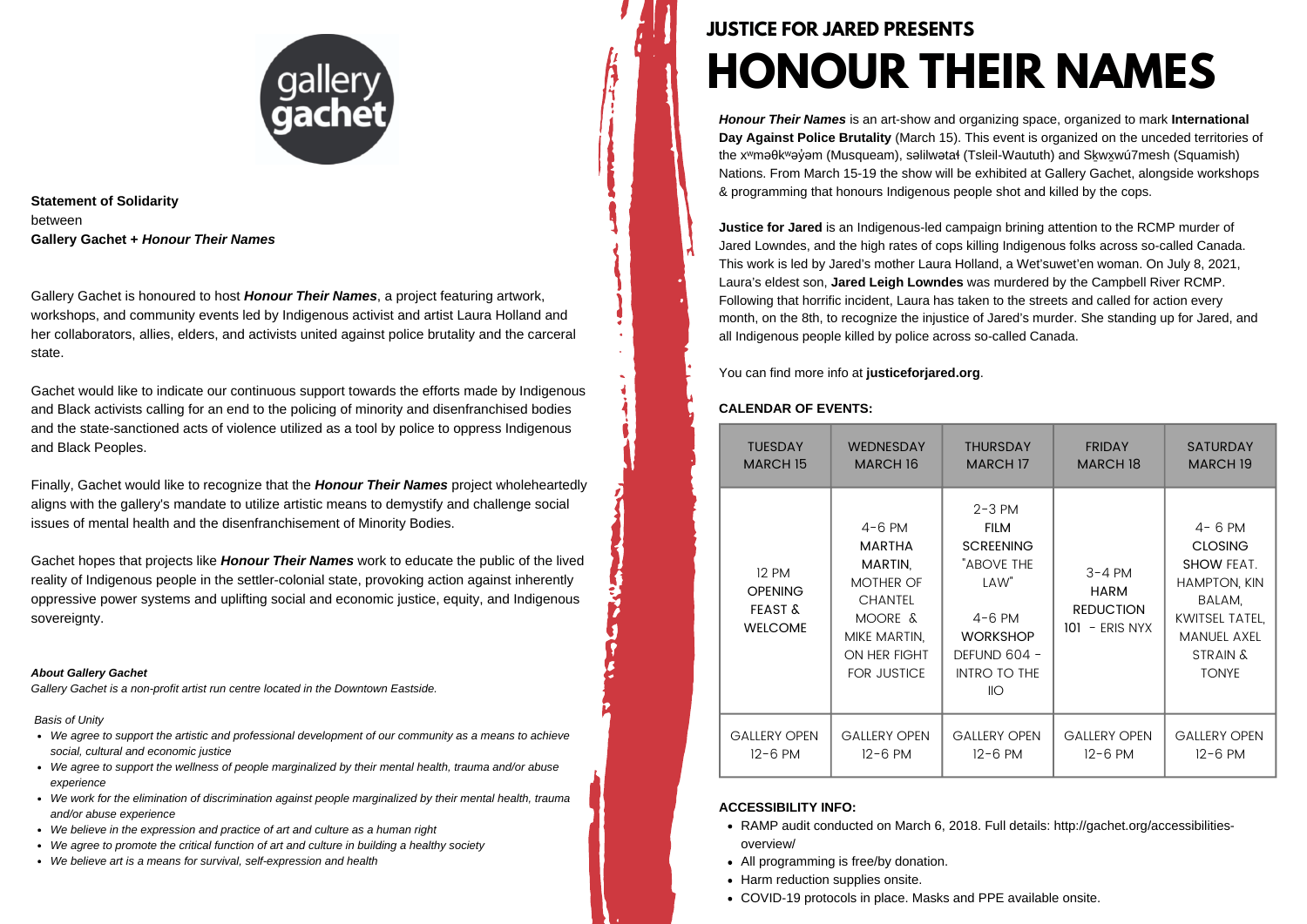gallery gachet

**Statement of Solidarity**
between
**Gallery Gachet + *Honour Their Names***

Gallery Gachet is honoured to host ***Honour Their Names***, a project featuring artwork, workshops, and community events led by Indigenous activist and artist Laura Holland and her collaborators, allies, elders, and activists united against police brutality and the carceral state.

Gachet would like to indicate our continuous support towards the efforts made by Indigenous and Black activists calling for an end to the policing of minority and disenfranchised bodies and the state-sanctioned acts of violence utilized as a tool by police to oppress Indigenous and Black Peoples.

Finally, Gachet would like to recognize that the ***Honour Their Names*** project wholeheartedly aligns with the gallery's mandate to utilize artistic means to demystify and challenge social issues of mental health and the disenfranchisement of Minority Bodies.

Gachet hopes that projects like ***Honour Their Names*** work to educate the public of the lived reality of Indigenous people in the settler-colonial state, provoking action against inherently oppressive power systems and uplifting social and economic justice, equity, and Indigenous sovereignty.

***About Gallery Gachet***
*Gallery Gachet is a non-profit artist run centre located in the Downtown Eastside.*

*Basis of Unity*

- *We agree to support the artistic and professional development of our community as a means to achieve social, cultural and economic justice*
- *We agree to support the wellness of people marginalized by their mental health, trauma and/or abuse experience*
- *We work for the elimination of discrimination against people marginalized by their mental health, trauma and/or abuse experience*
- *We believe in the expression and practice of art and culture as a human right*
- *We agree to promote the critical function of art and culture in building a healthy society*
- *We believe art is a means for survival, self-expression and health*

## JUSTICE FOR JARED PRESENTS

# HONOUR THEIR NAMES

***Honour Their Names*** is an art-show and organizing space, organized to mark **International Day Against Police Brutality** (March 15). This event is organized on the unceded territories of the xʷməθkʷəy̓əm (Musqueam), səlilwətaɬ (Tsleil-Waututh) and Sḵwx̱wú7mesh (Squamish) Nations. From March 15-19 the show will be exhibited at Gallery Gachet, alongside workshops & programming that honours Indigenous people shot and killed by the cops.

**Justice for Jared** is an Indigenous-led campaign brining attention to the RCMP murder of Jared Lowndes, and the high rates of cops killing Indigenous folks across so-called Canada. This work is led by Jared's mother Laura Holland, a Wet'suwet'en woman. On July 8, 2021, Laura's eldest son, **Jared Leigh Lowndes** was murdered by the Campbell River RCMP. Following that horrific incident, Laura has taken to the streets and called for action every month, on the 8th, to recognize the injustice of Jared's murder. She standing up for Jared, and all Indigenous people killed by police across so-called Canada.

You can find more info at **justiceforjared.org**.

**CALENDAR OF EVENTS:**

| TUESDAY MARCH 15 | WEDNESDAY MARCH 16 | THURSDAY MARCH 17 | FRIDAY MARCH 18 | SATURDAY MARCH 19 |
|---|---|---|---|---|
| 12 PM **OPENING FEAST & WELCOME** | 4-6 PM **MARTHA MARTIN,** MOTHER OF CHANTEL MOORE & MIKE MARTIN, ON HER FIGHT FOR JUSTICE | 2-3 PM **FILM SCREENING** "ABOVE THE LAW" 4-6 PM **WORKSHOP** DEFUND 604 - INTRO TO THE IIO | 3-4 PM **HARM REDUCTION** 101 - ERIS NYX | 4- 6 PM **CLOSING SHOW** FEAT. HAMPTON, KIN BALAM, KWITSEL TATEL, MANUEL AXEL STRAIN & TONYE |
| GALLERY OPEN 12-6 PM | GALLERY OPEN 12-6 PM | GALLERY OPEN 12-6 PM | GALLERY OPEN 12-6 PM | GALLERY OPEN 12-6 PM |

**ACCESSIBILITY INFO:**

- RAMP audit conducted on March 6, 2018. Full details: http://gachet.org/accessibilities-overview/
- All programming is free/by donation.
- Harm reduction supplies onsite.
- COVID-19 protocols in place. Masks and PPE available onsite.